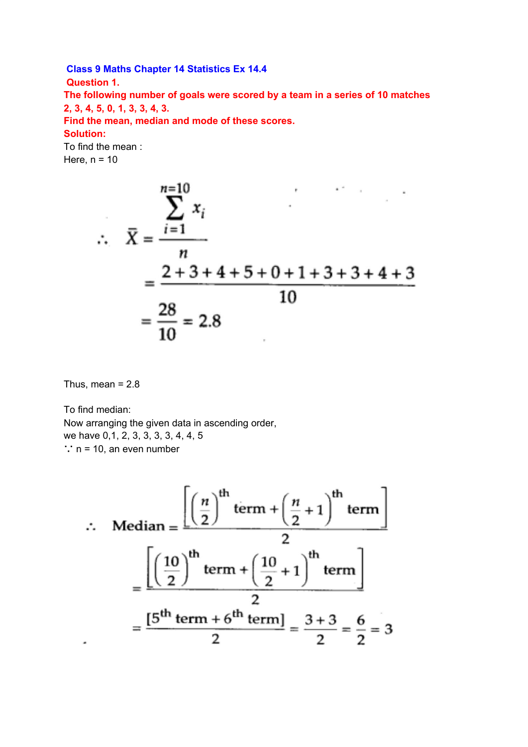**Class 9 Maths Chapter 14 Statistics Ex 14.4**

**Question 1.**

**The following number of goals were scored by a team in a series of 10 matches 2, 3, 4, 5, 0, 1, 3, 3, 4, 3.**

**Find the mean, median and mode of these scores.**

**Solution:**

To find the mean :

Here, n = 10

$$\therefore \quad \bar{X} = \frac{\sum_{i=1}^{n=10} x_i}{n}$$

$$= \frac{2+3+4+5+0+1+3+3+4+3}{10}$$

$$= \frac{28}{10} = 2.8$$

Thus, mean = 2.8

To find median:

Now arranging the given data in ascending order,

we have 0,1, 2, 3, 3, 3, 3, 4, 4, 5

∵ n = 10, an even number

$$\therefore \quad \text{Median} = \frac{\left[\left(\frac{n}{2}\right)^{\text{th}} \text{term} + \left(\frac{n}{2}+1\right)^{\text{th}} \text{term}\right]}{2}$$

$$= \frac{\left[\left(\frac{10}{2}\right)^{\text{th}} \text{term} + \left(\frac{10}{2}+1\right)^{\text{th}} \text{term}\right]}{2}$$

$$= \frac{[5^{\text{th}} \text{term} + 6^{\text{th}} \text{term}]}{2} = \frac{3+3}{2} = \frac{6}{2} = 3$$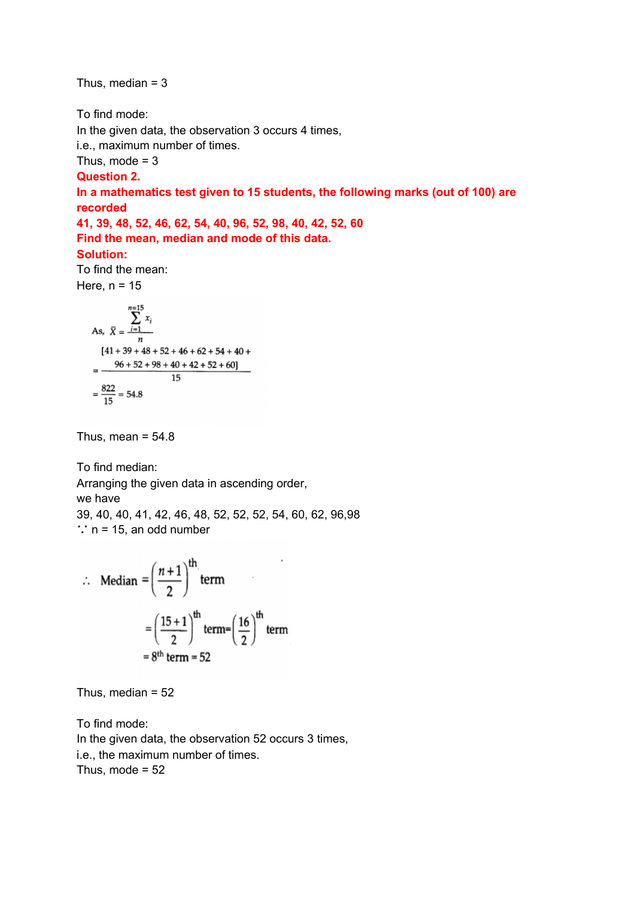Thus, median = 3

To find mode:
In the given data, the observation 3 occurs 4 times,
i.e., maximum number of times.
Thus, mode = 3

**Question 2.**
**In a mathematics test given to 15 students, the following marks (out of 100) are recorded**
**41, 39, 48, 52, 46, 62, 54, 40, 96, 52, 98, 40, 42, 52, 60**
**Find the mean, median and mode of this data.**

**Solution:**
To find the mean:
Here, n = 15

$$\text{As, } \bar{X} = \frac{\sum_{i=1}^{n=15} x_i}{n}$$

$$= \frac{[41 + 39 + 48 + 52 + 46 + 62 + 54 + 40 + 96 + 52 + 98 + 40 + 42 + 52 + 60]}{15}$$

$$= \frac{822}{15} = 54.8$$

Thus, mean = 54.8

To find median:
Arranging the given data in ascending order,
we have
39, 40, 40, 41, 42, 46, 48, 52, 52, 52, 54, 60, 62, 96,98
∵ n = 15, an odd number

$$\therefore \text{ Median} = \left(\frac{n+1}{2}\right)^{th} \text{term}$$

$$= \left(\frac{15+1}{2}\right)^{th} \text{term} = \left(\frac{16}{2}\right)^{th} \text{term}$$

$$= 8^{th} \text{ term} = 52$$

Thus, median = 52

To find mode:
In the given data, the observation 52 occurs 3 times,
i.e., the maximum number of times.
Thus, mode = 52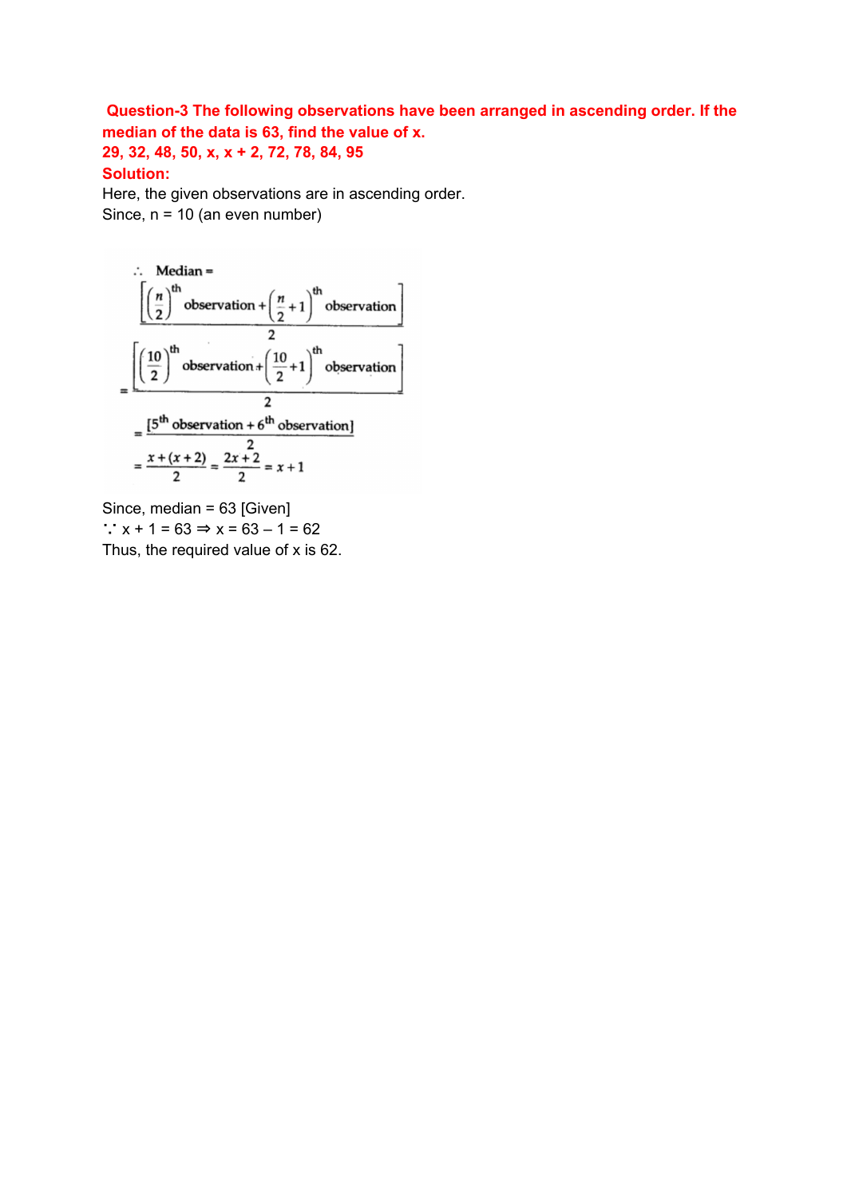**Question-3 The following observations have been arranged in ascending order. If the median of the data is 63, find the value of x.**
**29, 32, 48, 50, x, x + 2, 72, 78, 84, 95**
**Solution:**
Here, the given observations are in ascending order.
Since, n = 10 (an even number)

$$\therefore \text{ Median} = \frac{\left[\left(\frac{n}{2}\right)^{\text{th}} \text{observation} + \left(\frac{n}{2}+1\right)^{\text{th}} \text{observation}\right]}{2}$$

$$= \frac{\left[\left(\frac{10}{2}\right)^{\text{th}} \text{observation} + \left(\frac{10}{2}+1\right)^{\text{th}} \text{observation}\right]}{2}$$

$$= \frac{[5^{\text{th}} \text{ observation} + 6^{\text{th}} \text{ observation}]}{2}$$

$$= \frac{x+(x+2)}{2} = \frac{2x+2}{2} = x+1$$

Since, median = 63 [Given]
$\because$ x + 1 = 63 ⇒ x = 63 – 1 = 62
Thus, the required value of x is 62.